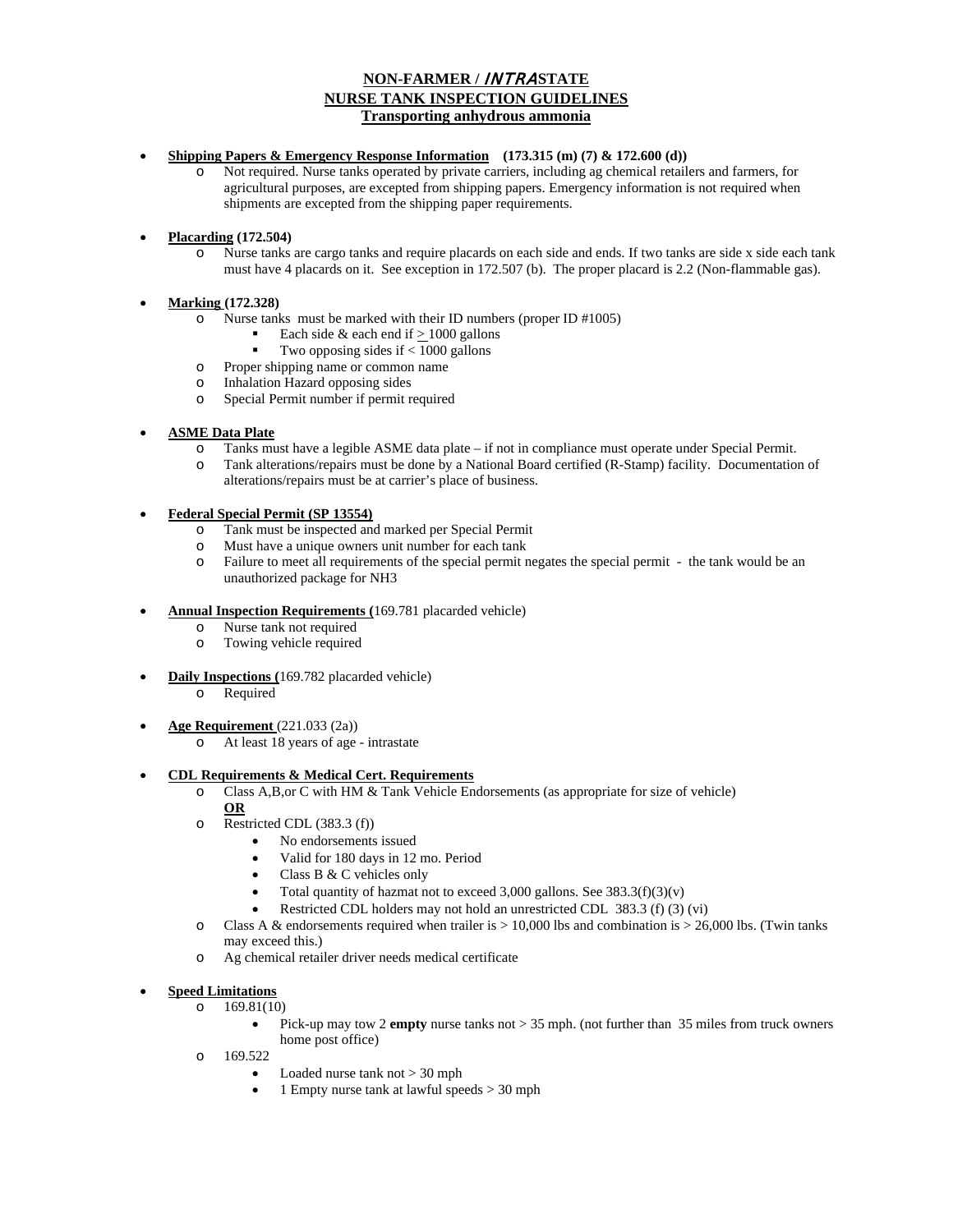# NON-FARMER / *INTRA*STATE
# NURSE TANK INSPECTION GUIDELINES
## Transporting anhydrous ammonia

- **Shipping Papers & Emergency Response Information** **(173.315 (m) (7) & 172.600 (d))**
  - Not required. Nurse tanks operated by private carriers, including ag chemical retailers and farmers, for agricultural purposes, are excepted from shipping papers. Emergency information is not required when shipments are excepted from the shipping paper requirements.

- **Placarding (172.504)**
  - Nurse tanks are cargo tanks and require placards on each side and ends. If two tanks are side x side each tank must have 4 placards on it. See exception in 172.507 (b). The proper placard is 2.2 (Non-flammable gas).

- **Marking (172.328)**
  - Nurse tanks must be marked with their ID numbers (proper ID #1005)
    - Each side & each end if ≥ 1000 gallons
    - Two opposing sides if < 1000 gallons
  - Proper shipping name or common name
  - Inhalation Hazard opposing sides
  - Special Permit number if permit required

- **ASME Data Plate**
  - Tanks must have a legible ASME data plate – if not in compliance must operate under Special Permit.
  - Tank alterations/repairs must be done by a National Board certified (R-Stamp) facility. Documentation of alterations/repairs must be at carrier's place of business.

- **Federal Special Permit (SP 13554)**
  - Tank must be inspected and marked per Special Permit
  - Must have a unique owners unit number for each tank
  - Failure to meet all requirements of the special permit negates the special permit - the tank would be an unauthorized package for NH3

- **Annual Inspection Requirements (**169.781 placarded vehicle)
  - Nurse tank not required
  - Towing vehicle required

- **Daily Inspections (**169.782 placarded vehicle)
  - Required

- **Age Requirement** (221.033 (2a))
  - At least 18 years of age - intrastate

- **CDL Requirements & Medical Cert. Requirements**
  - Class A,B,or C with HM & Tank Vehicle Endorsements (as appropriate for size of vehicle)
    **OR**
  - Restricted CDL (383.3 (f))
    - No endorsements issued
    - Valid for 180 days in 12 mo. Period
    - Class B & C vehicles only
    - Total quantity of hazmat not to exceed 3,000 gallons. See 383.3(f)(3)(v)
    - Restricted CDL holders may not hold an unrestricted CDL 383.3 (f) (3) (vi)
  - Class A & endorsements required when trailer is > 10,000 lbs and combination is > 26,000 lbs. (Twin tanks may exceed this.)
  - Ag chemical retailer driver needs medical certificate

- **Speed Limitations**
  - 169.81(10)
    - Pick-up may tow 2 **empty** nurse tanks not > 35 mph. (not further than 35 miles from truck owners home post office)
  - 169.522
    - Loaded nurse tank not > 30 mph
    - 1 Empty nurse tank at lawful speeds > 30 mph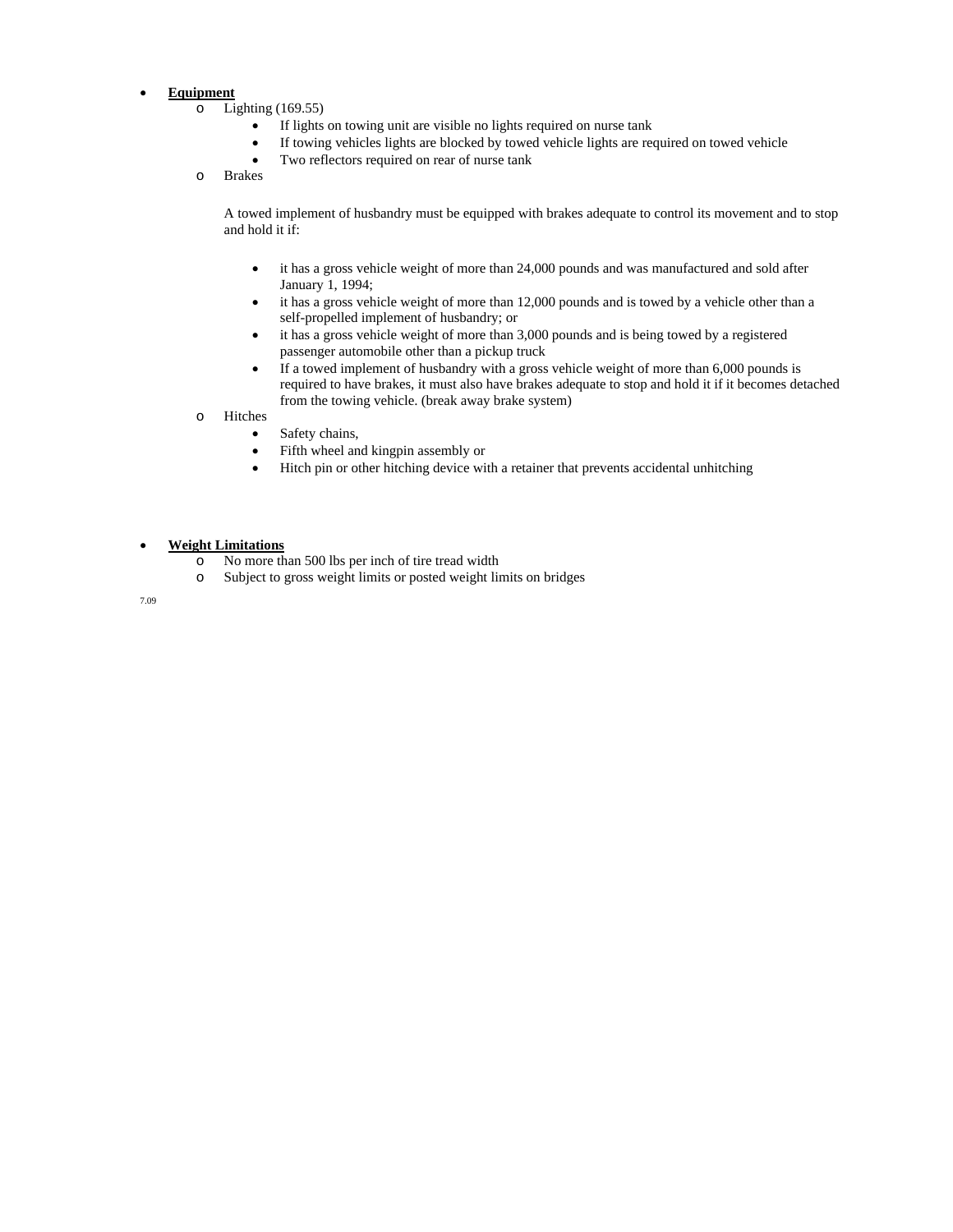- **Equipment**
  - Lighting (169.55)
    - If lights on towing unit are visible no lights required on nurse tank
    - If towing vehicles lights are blocked by towed vehicle lights are required on towed vehicle
    - Two reflectors required on rear of nurse tank
  - Brakes

    A towed implement of husbandry must be equipped with brakes adequate to control its movement and to stop and hold it if:

    - it has a gross vehicle weight of more than 24,000 pounds and was manufactured and sold after January 1, 1994;
    - it has a gross vehicle weight of more than 12,000 pounds and is towed by a vehicle other than a self-propelled implement of husbandry; or
    - it has a gross vehicle weight of more than 3,000 pounds and is being towed by a registered passenger automobile other than a pickup truck
    - If a towed implement of husbandry with a gross vehicle weight of more than 6,000 pounds is required to have brakes, it must also have brakes adequate to stop and hold it if it becomes detached from the towing vehicle. (break away brake system)
  - Hitches
    - Safety chains,
    - Fifth wheel and kingpin assembly or
    - Hitch pin or other hitching device with a retainer that prevents accidental unhitching

- **Weight Limitations**
  - No more than 500 lbs per inch of tire tread width
  - Subject to gross weight limits or posted weight limits on bridges

7.09